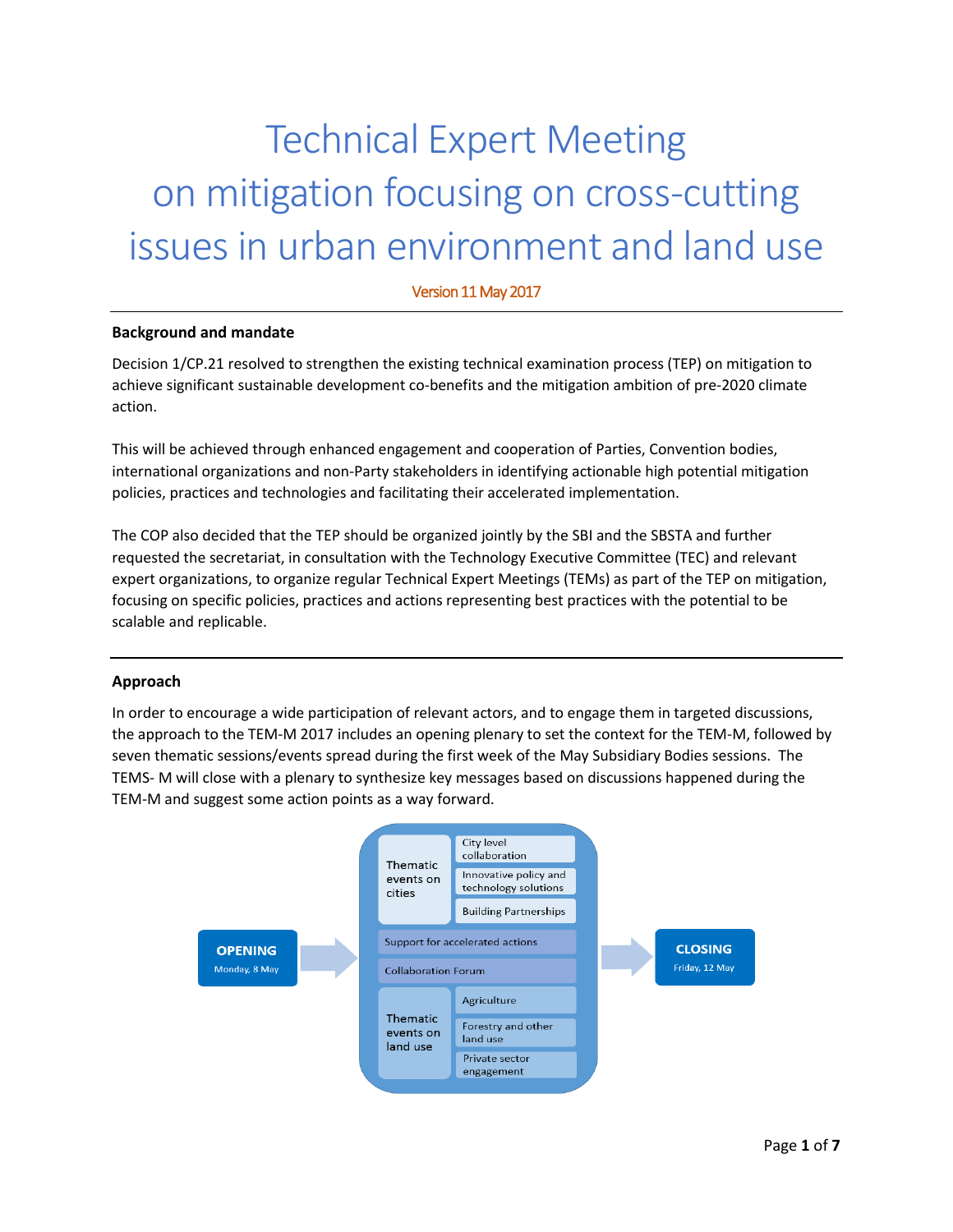# Technical Expert Meeting on mitigation focusing on cross-cutting issues in urban environment and land use

Version 11 May 2017

**Background and mandate**

Decision 1/CP.21 resolved to strengthen the existing technical examination process (TEP) on mitigation to achieve significant sustainable development co-benefits and the mitigation ambition of pre-2020 climate action.

This will be achieved through enhanced engagement and cooperation of Parties, Convention bodies, international organizations and non-Party stakeholders in identifying actionable high potential mitigation policies, practices and technologies and facilitating their accelerated implementation.

The COP also decided that the TEP should be organized jointly by the SBI and the SBSTA and further requested the secretariat, in consultation with the Technology Executive Committee (TEC) and relevant expert organizations, to organize regular Technical Expert Meetings (TEMs) as part of the TEP on mitigation, focusing on specific policies, practices and actions representing best practices with the potential to be scalable and replicable.

**Approach**

In order to encourage a wide participation of relevant actors, and to engage them in targeted discussions, the approach to the TEM-M 2017 includes an opening plenary to set the context for the TEM-M, followed by seven thematic sessions/events spread during the first week of the May Subsidiary Bodies sessions. The TEMS- M will close with a plenary to synthesize key messages based on discussions happened during the TEM-M and suggest some action points as a way forward.

OPENING Monday, 8 May → 

- Thematic events on cities
  - City level collaboration
  - Innovative policy and technology solutions
  - Building Partnerships
- Support for accelerated actions
- Collaboration Forum
- Thematic events on land use
  - Agriculture
  - Forestry and other land use
  - Private sector engagement

→ CLOSING Friday, 12 May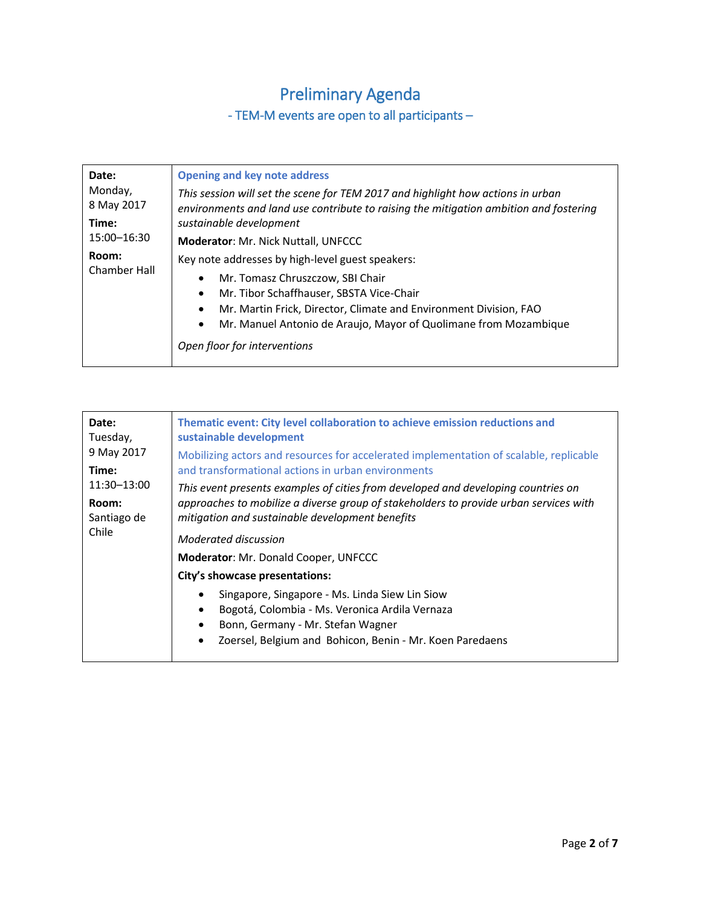# Preliminary Agenda

## - TEM-M events are open to all participants –

| Date: Monday, 8 May 2017<br>Time: 15:00–16:30<br>Room: Chamber Hall | **Opening and key note address**<br>*This session will set the scene for TEM 2017 and highlight how actions in urban environments and land use contribute to raising the mitigation ambition and fostering sustainable development*<br>**Moderator**: Mr. Nick Nuttall, UNFCCC<br>Key note addresses by high-level guest speakers:<br>• Mr. Tomasz Chruszczow, SBI Chair<br>• Mr. Tibor Schaffhauser, SBSTA Vice-Chair<br>• Mr. Martin Frick, Director, Climate and Environment Division, FAO<br>• Mr. Manuel Antonio de Araujo, Mayor of Quolimane from Mozambique<br>*Open floor for interventions* |
|---|---|

| Date: Tuesday, 9 May 2017<br>Time: 11:30–13:00<br>Room: Santiago de Chile | **Thematic event: City level collaboration to achieve emission reductions and sustainable development**<br>Mobilizing actors and resources for accelerated implementation of scalable, replicable and transformational actions in urban environments<br>*This event presents examples of cities from developed and developing countries on approaches to mobilize a diverse group of stakeholders to provide urban services with mitigation and sustainable development benefits*<br>*Moderated discussion*<br>**Moderator**: Mr. Donald Cooper, UNFCCC<br>**City's showcase presentations:**<br>• Singapore, Singapore - Ms. Linda Siew Lin Siow<br>• Bogotá, Colombia - Ms. Veronica Ardila Vernaza<br>• Bonn, Germany - Mr. Stefan Wagner<br>• Zoersel, Belgium and Bohicon, Benin - Mr. Koen Paredaens |
|---|---|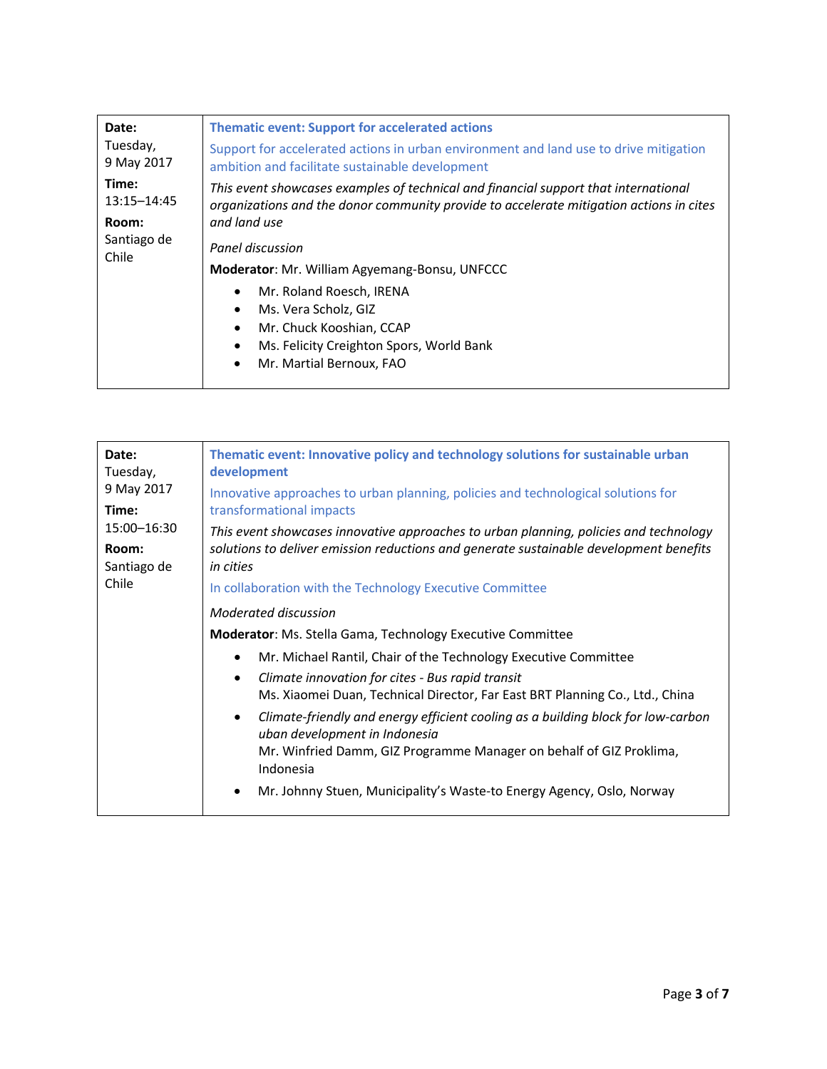| Date: Tuesday, 9 May 2017<br>**Time:** 13:15–14:45<br>**Room:** Santiago de Chile | **Thematic event: Support for accelerated actions**<br>Support for accelerated actions in urban environment and land use to drive mitigation ambition and facilitate sustainable development<br>*This event showcases examples of technical and financial support that international organizations and the donor community provide to accelerate mitigation actions in cites and land use*<br>*Panel discussion*<br>**Moderator**: Mr. William Agyemang-Bonsu, UNFCCC<br>• Mr. Roland Roesch, IRENA<br>• Ms. Vera Scholz, GIZ<br>• Mr. Chuck Kooshian, CCAP<br>• Ms. Felicity Creighton Spors, World Bank<br>• Mr. Martial Bernoux, FAO |
|---|---|

| Date: Tuesday, 9 May 2017<br>**Time:** 15:00–16:30<br>**Room:** Santiago de Chile | **Thematic event: Innovative policy and technology solutions for sustainable urban development**<br>Innovative approaches to urban planning, policies and technological solutions for transformational impacts<br>*This event showcases innovative approaches to urban planning, policies and technology solutions to deliver emission reductions and generate sustainable development benefits in cities*<br>In collaboration with the Technology Executive Committee<br>*Moderated discussion*<br>**Moderator**: Ms. Stella Gama, Technology Executive Committee<br>• Mr. Michael Rantil, Chair of the Technology Executive Committee<br>• *Climate innovation for cites - Bus rapid transit*<br>Ms. Xiaomei Duan, Technical Director, Far East BRT Planning Co., Ltd., China<br>• *Climate-friendly and energy efficient cooling as a building block for low-carbon uban development in Indonesia*<br>Mr. Winfried Damm, GIZ Programme Manager on behalf of GIZ Proklima, Indonesia<br>• Mr. Johnny Stuen, Municipality's Waste-to Energy Agency, Oslo, Norway |
|---|---|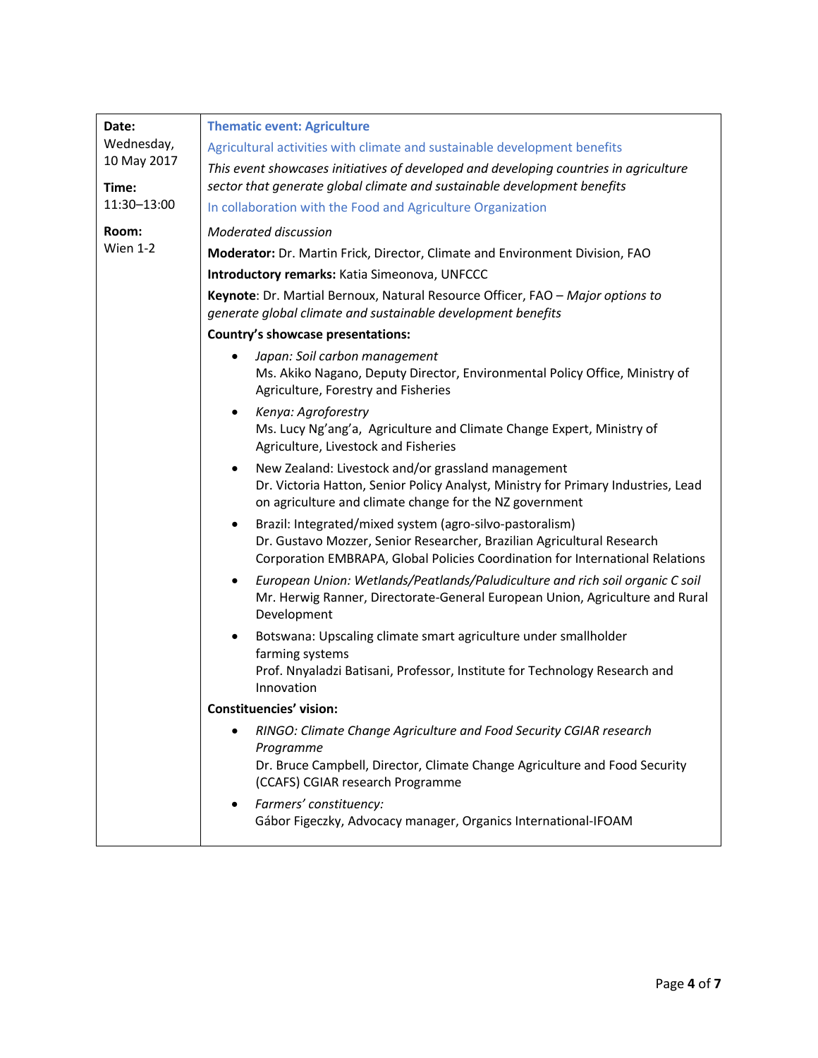| | |
|---|---|
| **Date:** Wednesday, 10 May 2017<br><br>**Time:** 11:30–13:00<br><br>**Room:** Wien 1-2 | **Thematic event: Agriculture**<br><br>Agricultural activities with climate and sustainable development benefits<br><br>*This event showcases initiatives of developed and developing countries in agriculture sector that generate global climate and sustainable development benefits*<br><br>In collaboration with the Food and Agriculture Organization<br><br>*Moderated discussion*<br><br>**Moderator:** Dr. Martin Frick, Director, Climate and Environment Division, FAO<br><br>**Introductory remarks:** Katia Simeonova, UNFCCC<br><br>**Keynote**: Dr. Martial Bernoux, Natural Resource Officer, FAO – *Major options to generate global climate and sustainable development benefits*<br><br>**Country's showcase presentations:**<br><br>• *Japan: Soil carbon management*<br>Ms. Akiko Nagano, Deputy Director, Environmental Policy Office, Ministry of Agriculture, Forestry and Fisheries<br><br>• *Kenya: Agroforestry*<br>Ms. Lucy Ng'ang'a, Agriculture and Climate Change Expert, Ministry of Agriculture, Livestock and Fisheries<br><br>• New Zealand: Livestock and/or grassland management<br>Dr. Victoria Hatton, Senior Policy Analyst, Ministry for Primary Industries, Lead on agriculture and climate change for the NZ government<br><br>• Brazil: Integrated/mixed system (agro-silvo-pastoralism)<br>Dr. Gustavo Mozzer, Senior Researcher, Brazilian Agricultural Research Corporation EMBRAPA, Global Policies Coordination for International Relations<br><br>• *European Union: Wetlands/Peatlands/Paludiculture and rich soil organic C soil*<br>Mr. Herwig Ranner, Directorate-General European Union, Agriculture and Rural Development<br><br>• Botswana: Upscaling climate smart agriculture under smallholder farming systems<br>Prof. Nnyaladzi Batisani, Professor, Institute for Technology Research and Innovation<br><br>**Constituencies' vision:**<br><br>• *RINGO: Climate Change Agriculture and Food Security CGIAR research Programme*<br>Dr. Bruce Campbell, Director, Climate Change Agriculture and Food Security (CCAFS) CGIAR research Programme<br><br>• *Farmers' constituency:*<br>Gábor Figeczky, Advocacy manager, Organics International-IFOAM |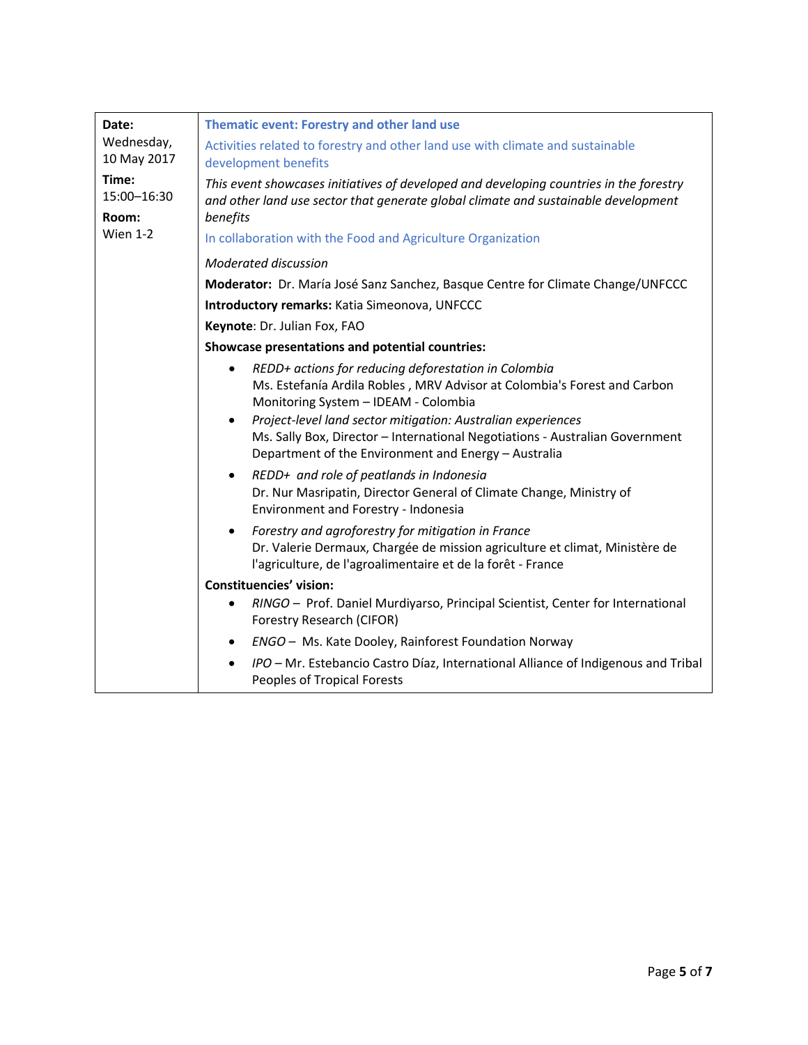| | |
|---|---|
| **Date:**<br>Wednesday, 10 May 2017<br>**Time:**<br>15:00–16:30<br>**Room:**<br>Wien 1-2 | **Thematic event: Forestry and other land use**<br>Activities related to forestry and other land use with climate and sustainable development benefits<br>*This event showcases initiatives of developed and developing countries in the forestry and other land use sector that generate global climate and sustainable development benefits*<br>In collaboration with the Food and Agriculture Organization<br>*Moderated discussion*<br>**Moderator:** Dr. María José Sanz Sanchez, Basque Centre for Climate Change/UNFCCC<br>**Introductory remarks:** Katia Simeonova, UNFCCC<br>**Keynote**: Dr. Julian Fox, FAO<br>**Showcase presentations and potential countries:**<br>• *REDD+ actions for reducing deforestation in Colombia*<br>Ms. Estefanía Ardila Robles , MRV Advisor at Colombia's Forest and Carbon Monitoring System – IDEAM - Colombia<br>• *Project-level land sector mitigation: Australian experiences*<br>Ms. Sally Box, Director – International Negotiations - Australian Government Department of the Environment and Energy – Australia<br>• *REDD+ and role of peatlands in Indonesia*<br>Dr. Nur Masripatin, Director General of Climate Change, Ministry of Environment and Forestry - Indonesia<br>• *Forestry and agroforestry for mitigation in France*<br>Dr. Valerie Dermaux, Chargée de mission agriculture et climat, Ministère de l'agriculture, de l'agroalimentaire et de la forêt - France<br>**Constituencies' vision:**<br>• *RINGO* – Prof. Daniel Murdiyarso, Principal Scientist, Center for International Forestry Research (CIFOR)<br>• *ENGO* – Ms. Kate Dooley, Rainforest Foundation Norway<br>• *IPO* – Mr. Estebancio Castro Díaz, International Alliance of Indigenous and Tribal Peoples of Tropical Forests |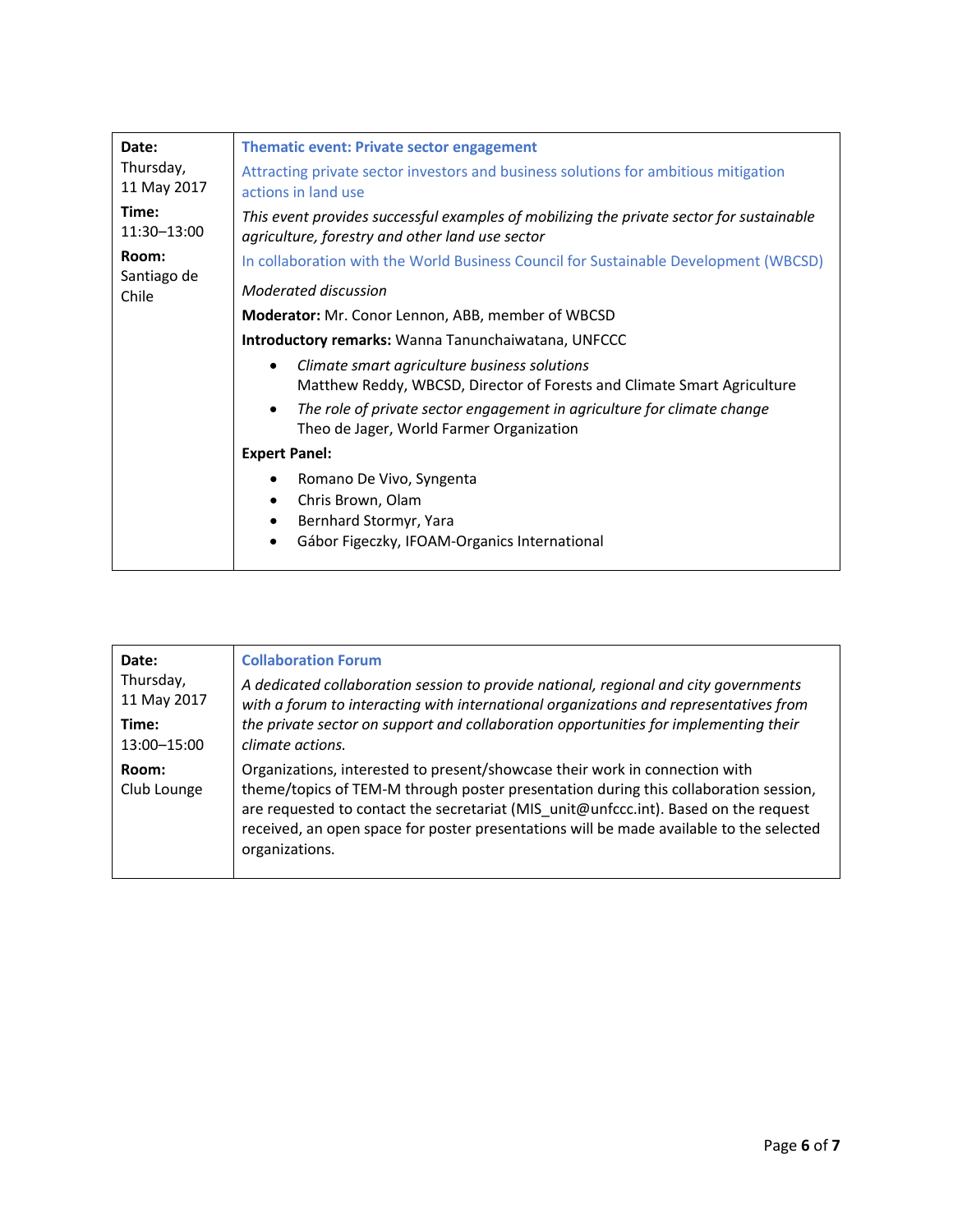| Date:<br>Thursday,<br>11 May 2017<br>**Time:**<br>11:30–13:00<br>**Room:**<br>Santiago de Chile | **Thematic event: Private sector engagement**<br>Attracting private sector investors and business solutions for ambitious mitigation actions in land use<br>*This event provides successful examples of mobilizing the private sector for sustainable agriculture, forestry and other land use sector*<br>In collaboration with the World Business Council for Sustainable Development (WBCSD)<br>*Moderated discussion*<br>**Moderator:** Mr. Conor Lennon, ABB, member of WBCSD<br>**Introductory remarks:** Wanna Tanunchaiwatana, UNFCCC<br>• *Climate smart agriculture business solutions*<br>Matthew Reddy, WBCSD, Director of Forests and Climate Smart Agriculture<br>• *The role of private sector engagement in agriculture for climate change*<br>Theo de Jager, World Farmer Organization<br>**Expert Panel:**<br>• Romano De Vivo, Syngenta<br>• Chris Brown, Olam<br>• Bernhard Stormyr, Yara<br>• Gábor Figeczky, IFOAM-Organics International |
|---|---|

| Date:<br>Thursday,<br>11 May 2017<br>**Time:**<br>13:00–15:00<br>**Room:**<br>Club Lounge | **Collaboration Forum**<br>*A dedicated collaboration session to provide national, regional and city governments with a forum to interacting with international organizations and representatives from the private sector on support and collaboration opportunities for implementing their climate actions.*<br>Organizations, interested to present/showcase their work in connection with theme/topics of TEM-M through poster presentation during this collaboration session, are requested to contact the secretariat (MIS_unit@unfccc.int). Based on the request received, an open space for poster presentations will be made available to the selected organizations. |
|---|---|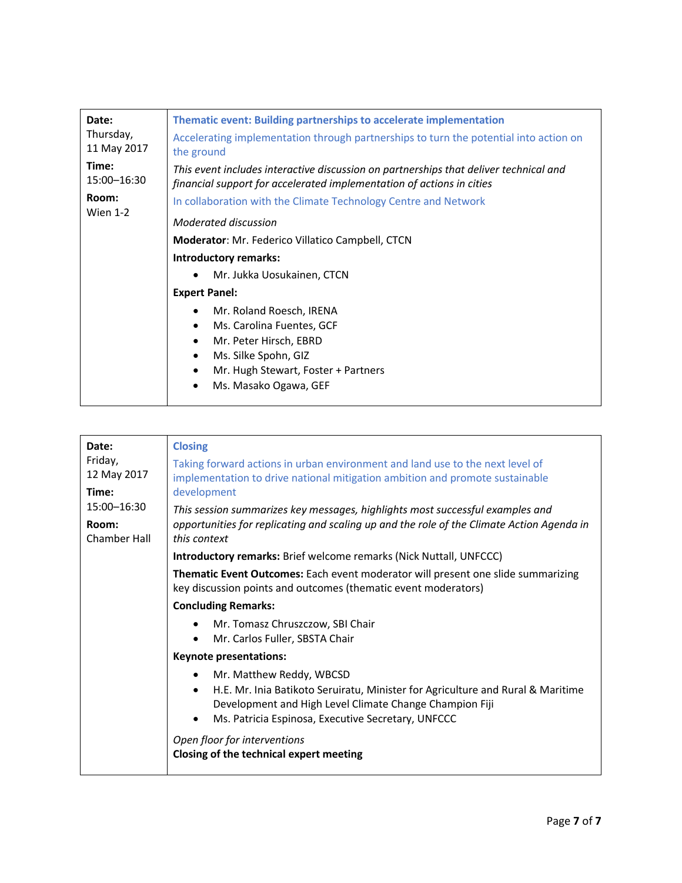| | |
|---|---|
| **Date:**<br>Thursday,<br>11 May 2017<br>**Time:**<br>15:00–16:30<br>**Room:**<br>Wien 1-2 | **Thematic event: Building partnerships to accelerate implementation**<br>Accelerating implementation through partnerships to turn the potential into action on the ground<br>*This event includes interactive discussion on partnerships that deliver technical and financial support for accelerated implementation of actions in cities*<br>In collaboration with the Climate Technology Centre and Network<br>*Moderated discussion*<br>**Moderator**: Mr. Federico Villatico Campbell, CTCN<br>**Introductory remarks:**<br>• Mr. Jukka Uosukainen, CTCN<br>**Expert Panel:**<br>• Mr. Roland Roesch, IRENA<br>• Ms. Carolina Fuentes, GCF<br>• Mr. Peter Hirsch, EBRD<br>• Ms. Silke Spohn, GIZ<br>• Mr. Hugh Stewart, Foster + Partners<br>• Ms. Masako Ogawa, GEF |

| | |
|---|---|
| **Date:**<br>Friday,<br>12 May 2017<br>**Time:**<br>15:00–16:30<br>**Room:**<br>Chamber Hall | **Closing**<br>Taking forward actions in urban environment and land use to the next level of implementation to drive national mitigation ambition and promote sustainable development<br>*This session summarizes key messages, highlights most successful examples and opportunities for replicating and scaling up and the role of the Climate Action Agenda in this context*<br>**Introductory remarks:** Brief welcome remarks (Nick Nuttall, UNFCCC)<br>**Thematic Event Outcomes:** Each event moderator will present one slide summarizing key discussion points and outcomes (thematic event moderators)<br>**Concluding Remarks:**<br>• Mr. Tomasz Chruszczow, SBI Chair<br>• Mr. Carlos Fuller, SBSTA Chair<br>**Keynote presentations:**<br>• Mr. Matthew Reddy, WBCSD<br>• H.E. Mr. Inia Batikoto Seruiratu, Minister for Agriculture and Rural & Maritime Development and High Level Climate Change Champion Fiji<br>• Ms. Patricia Espinosa, Executive Secretary, UNFCCC<br>*Open floor for interventions*<br>**Closing of the technical expert meeting** |